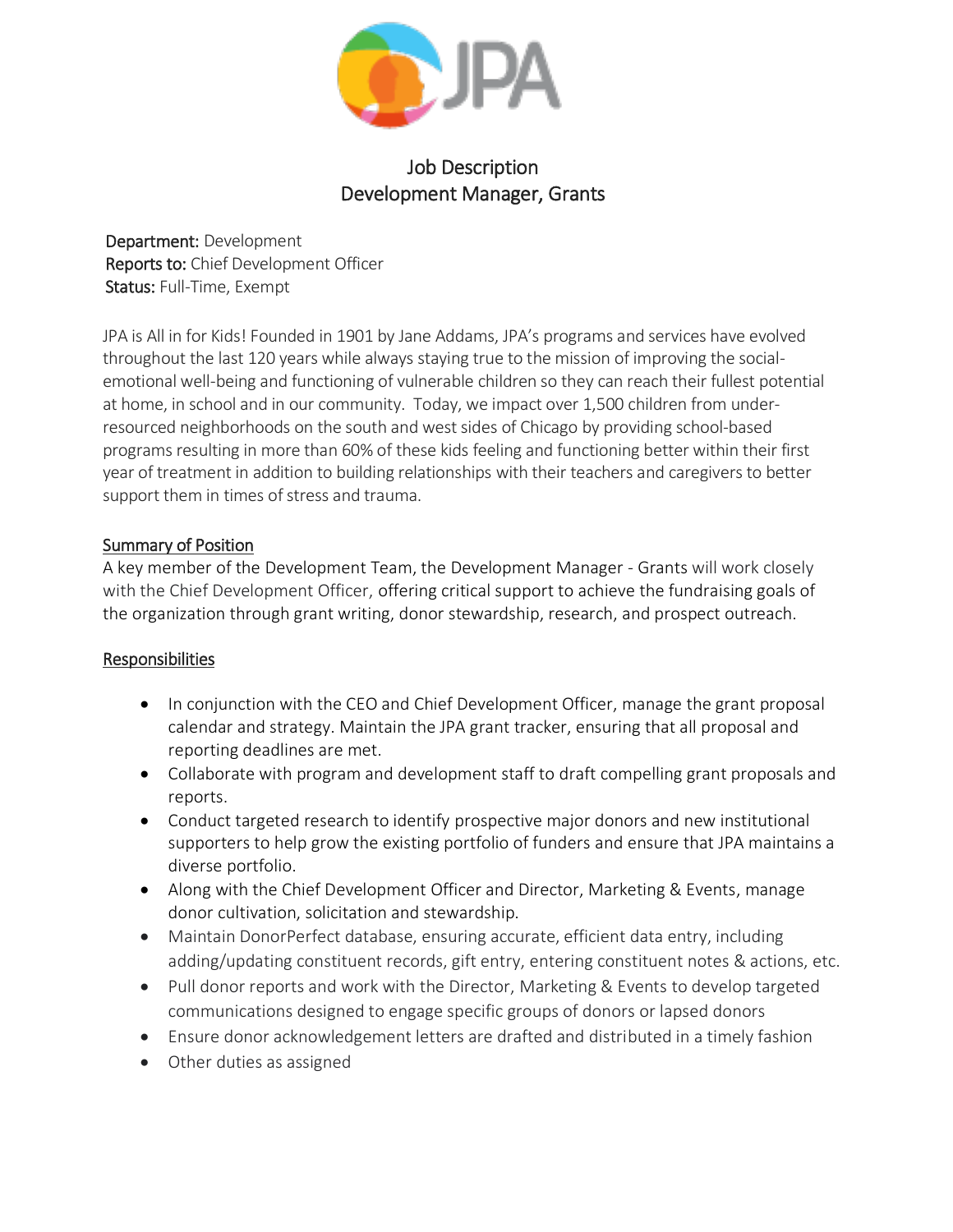# Job Description
## Development Manager, Grants

**Department:** Development
**Reports to:** Chief Development Officer
**Status:** Full-Time, Exempt

JPA is All in for Kids! Founded in 1901 by Jane Addams, JPA's programs and services have evolved throughout the last 120 years while always staying true to the mission of improving the social-emotional well-being and functioning of vulnerable children so they can reach their fullest potential at home, in school and in our community. Today, we impact over 1,500 children from under-resourced neighborhoods on the south and west sides of Chicago by providing school-based programs resulting in more than 60% of these kids feeling and functioning better within their first year of treatment in addition to building relationships with their teachers and caregivers to better support them in times of stress and trauma.

### Summary of Position

A key member of the Development Team, the Development Manager - Grants will work closely with the Chief Development Officer, offering critical support to achieve the fundraising goals of the organization through grant writing, donor stewardship, research, and prospect outreach.

### Responsibilities

- In conjunction with the CEO and Chief Development Officer, manage the grant proposal calendar and strategy. Maintain the JPA grant tracker, ensuring that all proposal and reporting deadlines are met.
- Collaborate with program and development staff to draft compelling grant proposals and reports.
- Conduct targeted research to identify prospective major donors and new institutional supporters to help grow the existing portfolio of funders and ensure that JPA maintains a diverse portfolio.
- Along with the Chief Development Officer and Director, Marketing & Events, manage donor cultivation, solicitation and stewardship.
- Maintain DonorPerfect database, ensuring accurate, efficient data entry, including adding/updating constituent records, gift entry, entering constituent notes & actions, etc.
- Pull donor reports and work with the Director, Marketing & Events to develop targeted communications designed to engage specific groups of donors or lapsed donors
- Ensure donor acknowledgement letters are drafted and distributed in a timely fashion
- Other duties as assigned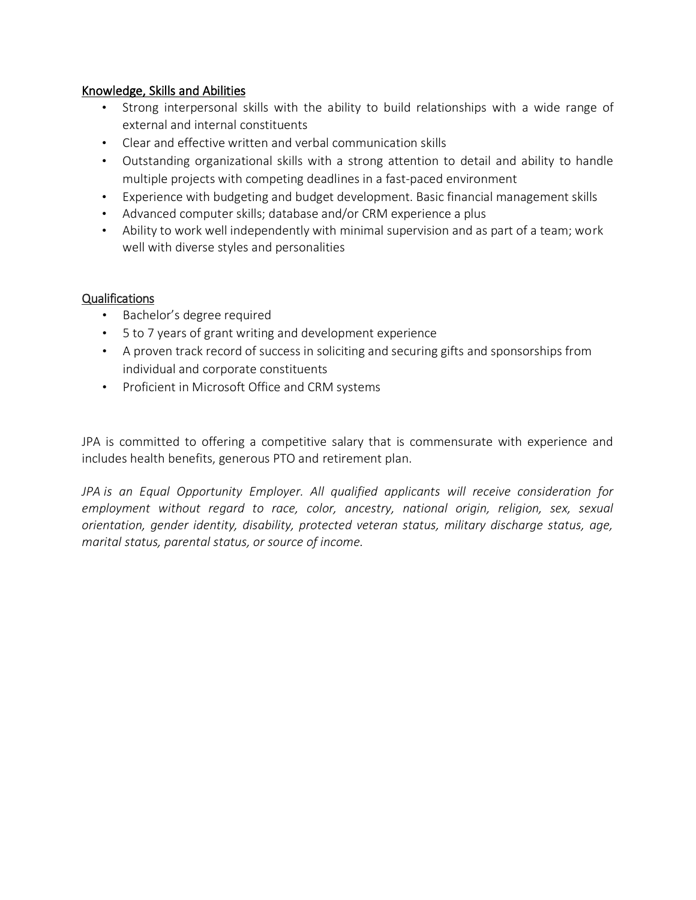## Knowledge, Skills and Abilities

- Strong interpersonal skills with the ability to build relationships with a wide range of external and internal constituents
- Clear and effective written and verbal communication skills
- Outstanding organizational skills with a strong attention to detail and ability to handle multiple projects with competing deadlines in a fast-paced environment
- Experience with budgeting and budget development. Basic financial management skills
- Advanced computer skills; database and/or CRM experience a plus
- Ability to work well independently with minimal supervision and as part of a team; work well with diverse styles and personalities

## Qualifications

- Bachelor's degree required
- 5 to 7 years of grant writing and development experience
- A proven track record of success in soliciting and securing gifts and sponsorships from individual and corporate constituents
- Proficient in Microsoft Office and CRM systems

JPA is committed to offering a competitive salary that is commensurate with experience and includes health benefits, generous PTO and retirement plan.

*JPA is an Equal Opportunity Employer. All qualified applicants will receive consideration for employment without regard to race, color, ancestry, national origin, religion, sex, sexual orientation, gender identity, disability, protected veteran status, military discharge status, age, marital status, parental status, or source of income.*